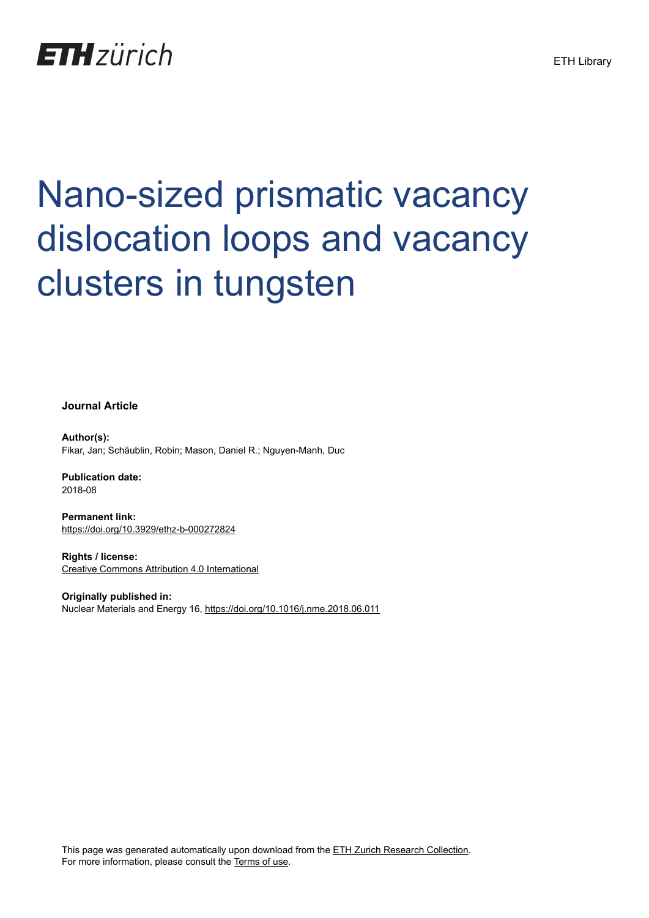ETH zürich

ETH Library

# Nano-sized prismatic vacancy dislocation loops and vacancy clusters in tungsten

**Journal Article**

**Author(s):**
Fikar, Jan; Schäublin, Robin; Mason, Daniel R.; Nguyen-Manh, Duc

**Publication date:**
2018-08

**Permanent link:**
https://doi.org/10.3929/ethz-b-000272824

**Rights / license:**
Creative Commons Attribution 4.0 International

**Originally published in:**
Nuclear Materials and Energy 16, https://doi.org/10.1016/j.nme.2018.06.011

This page was generated automatically upon download from the ETH Zurich Research Collection.
For more information, please consult the Terms of use.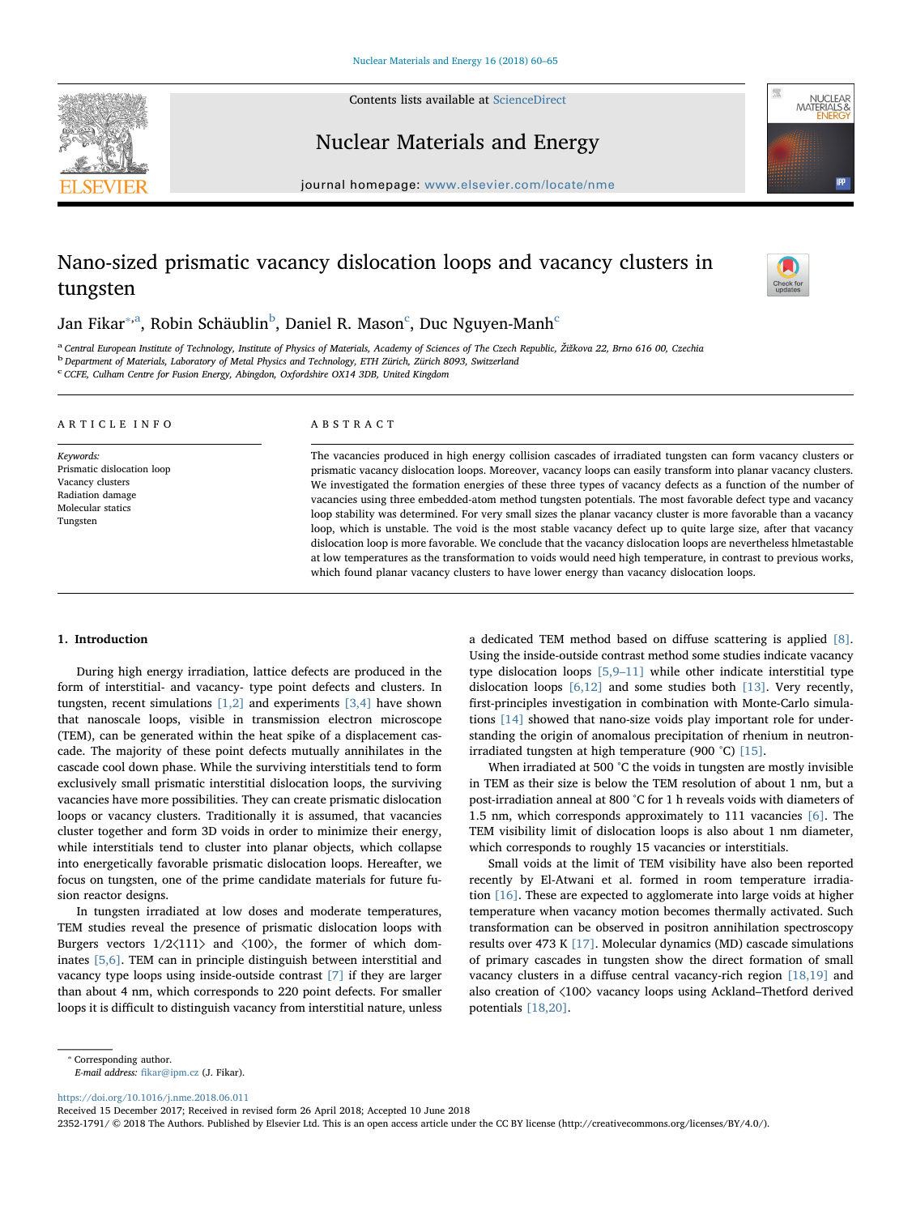# Nano-sized prismatic vacancy dislocation loops and vacancy clusters in tungsten

Jan Fikar[*,a], Robin Schäublin[b], Daniel R. Mason[c], Duc Nguyen-Manh[c]

[a] Central European Institute of Technology, Institute of Physics of Materials, Academy of Sciences of The Czech Republic, Žižkova 22, Brno 616 00, Czechia
[b] Department of Materials, Laboratory of Metal Physics and Technology, ETH Zürich, Zürich 8093, Switzerland
[c] CCFE, Culham Centre for Fusion Energy, Abingdon, Oxfordshire OX14 3DB, United Kingdom

## ARTICLE INFO

*Keywords:*
Prismatic dislocation loop
Vacancy clusters
Radiation damage
Molecular statics
Tungsten

## ABSTRACT

The vacancies produced in high energy collision cascades of irradiated tungsten can form vacancy clusters or prismatic vacancy dislocation loops. Moreover, vacancy loops can easily transform into planar vacancy clusters. We investigated the formation energies of these three types of vacancy defects as a function of the number of vacancies using three embedded-atom method tungsten potentials. The most favorable defect type and vacancy loop stability was determined. For very small sizes the planar vacancy cluster is more favorable than a vacancy loop, which is unstable. The void is the most stable vacancy defect up to quite large size, after that vacancy dislocation loop is more favorable. We conclude that the vacancy dislocation loops are nevertheless hlmetastable at low temperatures as the transformation to voids would need high temperature, in contrast to previous works, which found planar vacancy clusters to have lower energy than vacancy dislocation loops.

## 1. Introduction

During high energy irradiation, lattice defects are produced in the form of interstitial- and vacancy- type point defects and clusters. In tungsten, recent simulations [1,2] and experiments [3,4] have shown that nanoscale loops, visible in transmission electron microscope (TEM), can be generated within the heat spike of a displacement cascade. The majority of these point defects mutually annihilates in the cascade cool down phase. While the surviving interstitials tend to form exclusively small prismatic interstitial dislocation loops, the surviving vacancies have more possibilities. They can create prismatic dislocation loops or vacancy clusters. Traditionally it is assumed, that vacancies cluster together and form 3D voids in order to minimize their energy, while interstitials tend to cluster into planar objects, which collapse into energetically favorable prismatic dislocation loops. Hereafter, we focus on tungsten, one of the prime candidate materials for future fusion reactor designs.

In tungsten irradiated at low doses and moderate temperatures, TEM studies reveal the presence of prismatic dislocation loops with Burgers vectors 1/2⟨111⟩ and ⟨100⟩, the former of which dominates [5,6]. TEM can in principle distinguish between interstitial and vacancy type loops using inside-outside contrast [7] if they are larger than about 4 nm, which corresponds to 220 point defects. For smaller loops it is difficult to distinguish vacancy from interstitial nature, unless a dedicated TEM method based on diffuse scattering is applied [8]. Using the inside-outside contrast method some studies indicate vacancy type dislocation loops [5,9–11] while other indicate interstitial type dislocation loops [6,12] and some studies both [13]. Very recently, first-principles investigation in combination with Monte-Carlo simulations [14] showed that nano-size voids play important role for understanding the origin of anomalous precipitation of rhenium in neutron-irradiated tungsten at high temperature (900 °C) [15].

When irradiated at 500 °C the voids in tungsten are mostly invisible in TEM as their size is below the TEM resolution of about 1 nm, but a post-irradiation anneal at 800 °C for 1 h reveals voids with diameters of 1.5 nm, which corresponds approximately to 111 vacancies [6]. The TEM visibility limit of dislocation loops is also about 1 nm diameter, which corresponds to roughly 15 vacancies or interstitials.

Small voids at the limit of TEM visibility have also been reported recently by El-Atwani et al. formed in room temperature irradiation [16]. These are expected to agglomerate into large voids at higher temperature when vacancy motion becomes thermally activated. Such transformation can be observed in positron annihilation spectroscopy results over 473 K [17]. Molecular dynamics (MD) cascade simulations of primary cascades in tungsten show the direct formation of small vacancy clusters in a diffuse central vacancy-rich region [18,19] and also creation of ⟨100⟩ vacancy loops using Ackland–Thetford derived potentials [18,20].

[*] Corresponding author.
*E-mail address:* fikar@ipm.cz (J. Fikar).

https://doi.org/10.1016/j.nme.2018.06.011
Received 15 December 2017; Received in revised form 26 April 2018; Accepted 10 June 2018
2352-1791/ © 2018 The Authors. Published by Elsevier Ltd. This is an open access article under the CC BY license (http://creativecommons.org/licenses/BY/4.0/).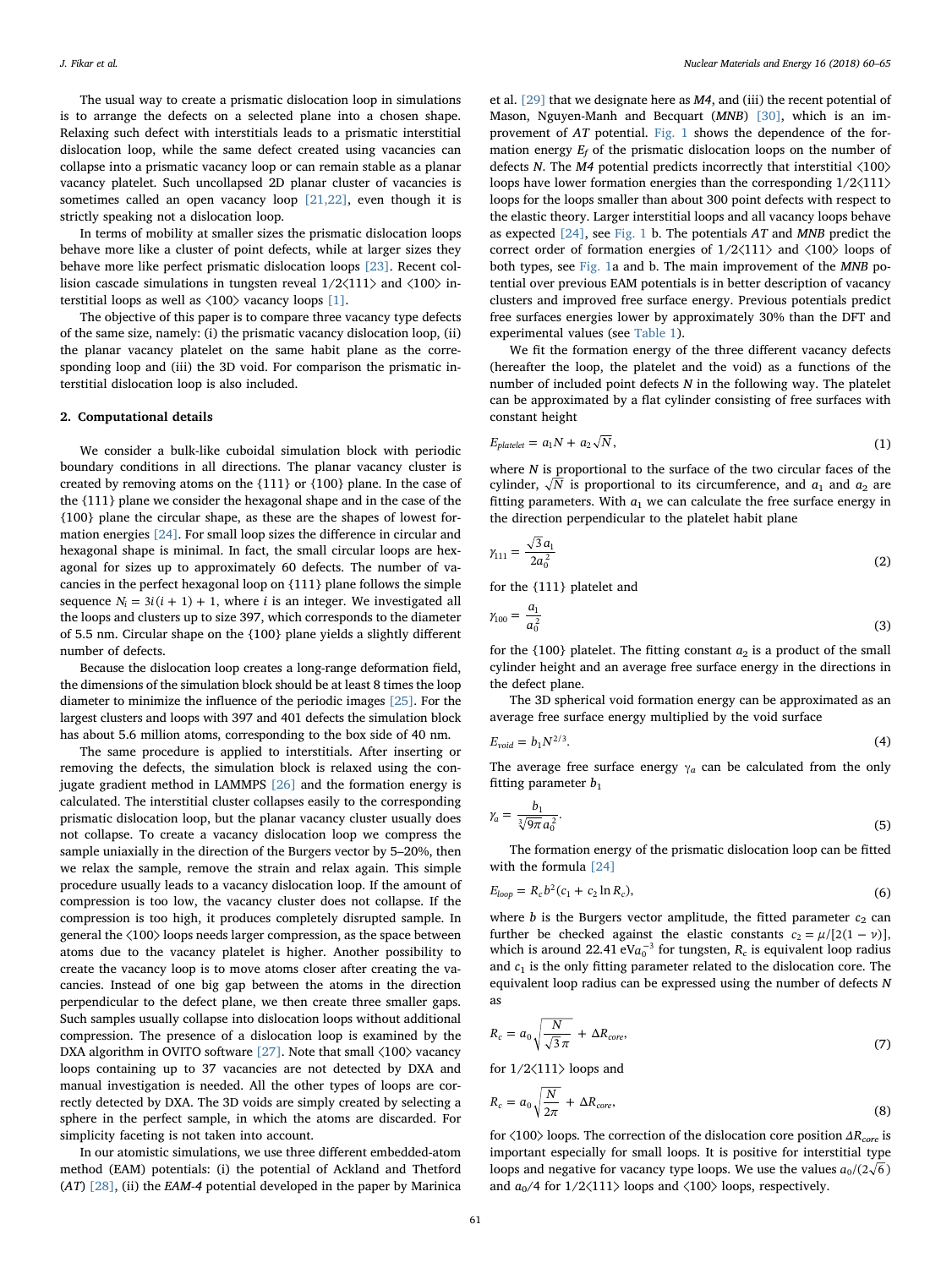The usual way to create a prismatic dislocation loop in simulations is to arrange the defects on a selected plane into a chosen shape. Relaxing such defect with interstitials leads to a prismatic interstitial dislocation loop, while the same defect created using vacancies can collapse into a prismatic vacancy loop or can remain stable as a planar vacancy platelet. Such uncollapsed 2D planar cluster of vacancies is sometimes called an open vacancy loop [21,22], even though it is strictly speaking not a dislocation loop.

In terms of mobility at smaller sizes the prismatic dislocation loops behave more like a cluster of point defects, while at larger sizes they behave more like perfect prismatic dislocation loops [23]. Recent collision cascade simulations in tungsten reveal 1/2⟨111⟩ and ⟨100⟩ interstitial loops as well as ⟨100⟩ vacancy loops [1].

The objective of this paper is to compare three vacancy type defects of the same size, namely: (i) the prismatic vacancy dislocation loop, (ii) the planar vacancy platelet on the same habit plane as the corresponding loop and (iii) the 3D void. For comparison the prismatic interstitial dislocation loop is also included.

## 2. Computational details

We consider a bulk-like cuboidal simulation block with periodic boundary conditions in all directions. The planar vacancy cluster is created by removing atoms on the {111} or {100} plane. In the case of the {111} plane we consider the hexagonal shape and in the case of the {100} plane the circular shape, as these are the shapes of lowest formation energies [24]. For small loop sizes the difference in circular and hexagonal shape is minimal. In fact, the small circular loops are hexagonal for sizes up to approximately 60 defects. The number of vacancies in the perfect hexagonal loop on {111} plane follows the simple sequence $N_i = 3i(i+1) + 1$, where $i$ is an integer. We investigated all the loops and clusters up to size 397, which corresponds to the diameter of 5.5 nm. Circular shape on the {100} plane yields a slightly different number of defects.

Because the dislocation loop creates a long-range deformation field, the dimensions of the simulation block should be at least 8 times the loop diameter to minimize the influence of the periodic images [25]. For the largest clusters and loops with 397 and 401 defects the simulation block has about 5.6 million atoms, corresponding to the box side of 40 nm.

The same procedure is applied to interstitials. After inserting or removing the defects, the simulation block is relaxed using the conjugate gradient method in LAMMPS [26] and the formation energy is calculated. The interstitial cluster collapses easily to the corresponding prismatic dislocation loop, but the planar vacancy cluster usually does not collapse. To create a vacancy dislocation loop we compress the sample uniaxially in the direction of the Burgers vector by 5–20%, then we relax the sample, remove the strain and relax again. This simple procedure usually leads to a vacancy dislocation loop. If the amount of compression is too low, the vacancy cluster does not collapse. If the compression is too high, it produces completely disrupted sample. In general the ⟨100⟩ loops needs larger compression, as the space between atoms due to the vacancy platelet is higher. Another possibility to create the vacancy loop is to move atoms closer after creating the vacancies. Instead of one big gap between the atoms in the direction perpendicular to the defect plane, we then create three smaller gaps. Such samples usually collapse into dislocation loops without additional compression. The presence of a dislocation loop is examined by the DXA algorithm in OVITO software [27]. Note that small ⟨100⟩ vacancy loops containing up to 37 vacancies are not detected by DXA and manual investigation is needed. All the other types of loops are correctly detected by DXA. The 3D voids are simply created by selecting a sphere in the perfect sample, in which the atoms are discarded. For simplicity faceting is not taken into account.

In our atomistic simulations, we use three different embedded-atom method (EAM) potentials: (i) the potential of Ackland and Thetford (*AT*) [28], (ii) the *EAM-4* potential developed in the paper by Marinica et al. [29] that we designate here as *M4*, and (iii) the recent potential of Mason, Nguyen-Manh and Becquart (*MNB*) [30], which is an improvement of *AT* potential. Fig. 1 shows the dependence of the formation energy $E_f$ of the prismatic dislocation loops on the number of defects $N$. The *M4* potential predicts incorrectly that interstitial ⟨100⟩ loops have lower formation energies than the corresponding 1/2⟨111⟩ loops for the loops smaller than about 300 point defects with respect to the elastic theory. Larger interstitial loops and all vacancy loops behave as expected [24], see Fig. 1 b. The potentials *AT* and *MNB* predict the correct order of formation energies of 1/2⟨111⟩ and ⟨100⟩ loops of both types, see Fig. 1a and b. The main improvement of the *MNB* potential over previous EAM potentials is in better description of vacancy clusters and improved free surface energy. Previous potentials predict free surfaces energies lower by approximately 30% than the DFT and experimental values (see Table 1).

We fit the formation energy of the three different vacancy defects (hereafter the loop, the platelet and the void) as a functions of the number of included point defects $N$ in the following way. The platelet can be approximated by a flat cylinder consisting of free surfaces with constant height

$$E_{platelet} = a_1 N + a_2 \sqrt{N}, \tag{1}$$

where $N$ is proportional to the surface of the two circular faces of the cylinder, $\sqrt{N}$ is proportional to its circumference, and $a_1$ and $a_2$ are fitting parameters. With $a_1$ we can calculate the free surface energy in the direction perpendicular to the platelet habit plane

$$\gamma_{111} = \frac{\sqrt{3}\, a_1}{2 a_0^2} \tag{2}$$

for the {111} platelet and

$$\gamma_{100} = \frac{a_1}{a_0^2} \tag{3}$$

for the {100} platelet. The fitting constant $a_2$ is a product of the small cylinder height and an average free surface energy in the directions in the defect plane.

The 3D spherical void formation energy can be approximated as an average free surface energy multiplied by the void surface

$$E_{void} = b_1 N^{2/3}. \tag{4}$$

The average free surface energy $\gamma_a$ can be calculated from the only fitting parameter $b_1$

$$\gamma_a = \frac{b_1}{\sqrt[3]{9\pi}\, a_0^2}. \tag{5}$$

The formation energy of the prismatic dislocation loop can be fitted with the formula [24]

$$E_{loop} = R_c b^2 (c_1 + c_2 \ln R_c), \tag{6}$$

where $b$ is the Burgers vector amplitude, the fitted parameter $c_2$ can further be checked against the elastic constants $c_2 = \mu/[2(1-\nu)]$, which is around 22.41 $\mathrm{eV}a_0^{-3}$ for tungsten, $R_c$ is equivalent loop radius and $c_1$ is the only fitting parameter related to the dislocation core. The equivalent loop radius can be expressed using the number of defects $N$ as

$$R_c = a_0 \sqrt{\frac{N}{\sqrt{3}\pi}} + \Delta R_{core}, \tag{7}$$

for 1/2⟨111⟩ loops and

$$R_c = a_0 \sqrt{\frac{N}{2\pi}} + \Delta R_{core}, \tag{8}$$

for ⟨100⟩ loops. The correction of the dislocation core position $\Delta R_{core}$ is important especially for small loops. It is positive for interstitial type loops and negative for vacancy type loops. We use the values $a_0/(2\sqrt{6})$ and $a_0/4$ for 1/2⟨111⟩ loops and ⟨100⟩ loops, respectively.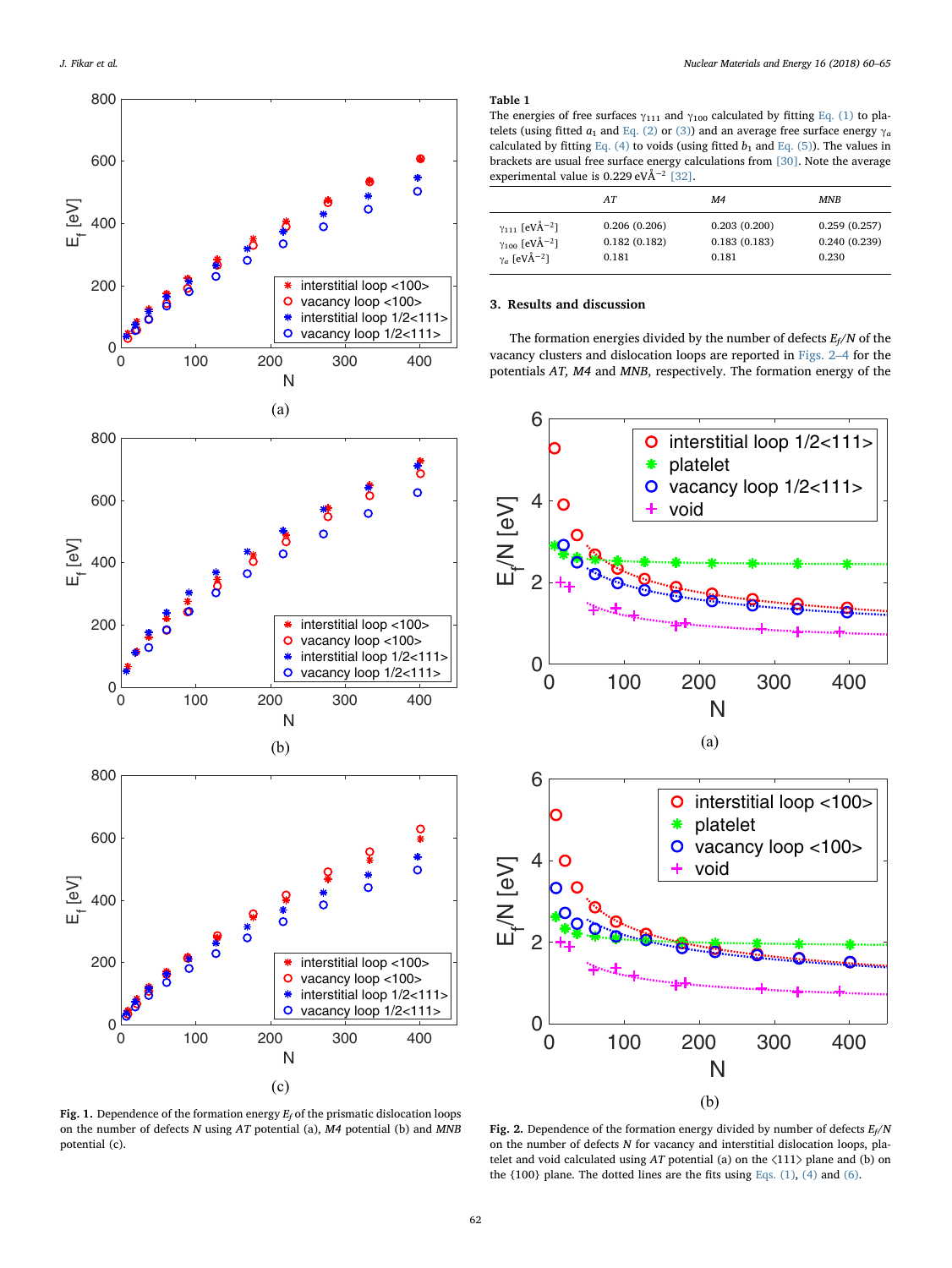**Table 1**
The energies of free surfaces $\gamma_{111}$ and $\gamma_{100}$ calculated by fitting Eq. (1) to platelets (using fitted $a_1$ and Eq. (2) or (3)) and an average free surface energy $\gamma_a$ calculated by fitting Eq. (4) to voids (using fitted $b_1$ and Eq. (5)). The values in brackets are usual free surface energy calculations from [30]. Note the average experimental value is 0.229 eVÅ$^{-2}$ [32].

| | *AT* | *M4* | *MNB* |
|---|---|---|---|
| $\gamma_{111}$ [eVÅ$^{-2}$] | 0.206 (0.206) | 0.203 (0.200) | 0.259 (0.257) |
| $\gamma_{100}$ [eVÅ$^{-2}$] | 0.182 (0.182) | 0.183 (0.183) | 0.240 (0.239) |
| $\gamma_a$ [eVÅ$^{-2}$] | 0.181 | 0.181 | 0.230 |

**Fig. 1.** Dependence of the formation energy $E_f$ of the prismatic dislocation loops on the number of defects $N$ using *AT* potential (a), *M4* potential (b) and *MNB* potential (c).

## 3. Results and discussion

The formation energies divided by the number of defects $E_f/N$ of the vacancy clusters and dislocation loops are reported in Figs. 2–4 for the potentials *AT*, *M4* and *MNB*, respectively. The formation energy of the

**Fig. 2.** Dependence of the formation energy divided by number of defects $E_f/N$ on the number of defects $N$ for vacancy and interstitial dislocation loops, platelet and void calculated using *AT* potential (a) on the ⟨111⟩ plane and (b) on the {100} plane. The dotted lines are the fits using Eqs. (1), (4) and (6).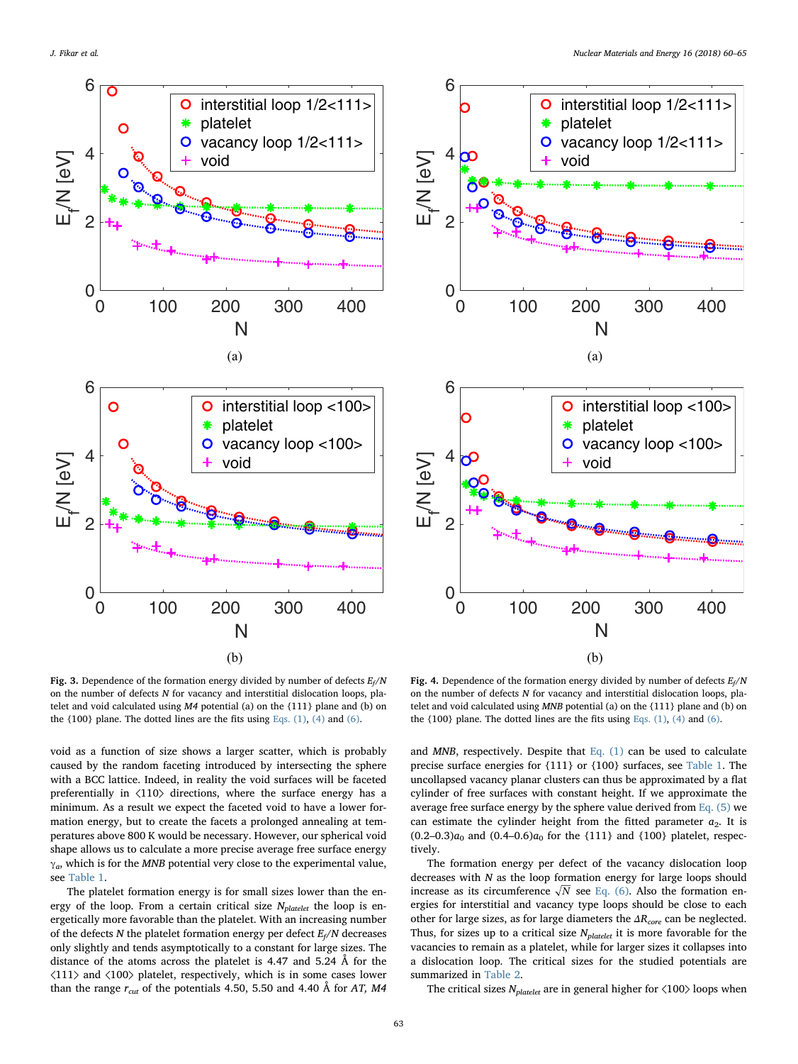**Fig. 3.** Dependence of the formation energy divided by number of defects $E_f/N$ on the number of defects $N$ for vacancy and interstitial dislocation loops, platelet and void calculated using *M4* potential (a) on the {111} plane and (b) on the {100} plane. The dotted lines are the fits using Eqs. (1), (4) and (6).

**Fig. 4.** Dependence of the formation energy divided by number of defects $E_f/N$ on the number of defects $N$ for vacancy and interstitial dislocation loops, platelet and void calculated using *MNB* potential (a) on the {111} plane and (b) on the {100} plane. The dotted lines are the fits using Eqs. (1), (4) and (6).

void as a function of size shows a larger scatter, which is probably caused by the random faceting introduced by intersecting the sphere with a BCC lattice. Indeed, in reality the void surfaces will be faceted preferentially in ⟨110⟩ directions, where the surface energy has a minimum. As a result we expect the faceted void to have a lower formation energy, but to create the facets a prolonged annealing at temperatures above 800 K would be necessary. However, our spherical void shape allows us to calculate a more precise average free surface energy $\gamma_a$, which is for the *MNB* potential very close to the experimental value, see Table 1.

The platelet formation energy is for small sizes lower than the energy of the loop. From a certain critical size $N_{platelet}$ the loop is energetically more favorable than the platelet. With an increasing number of the defects $N$ the platelet formation energy per defect $E_f/N$ decreases only slightly and tends asymptotically to a constant for large sizes. The distance of the atoms across the platelet is 4.47 and 5.24 Å for the ⟨111⟩ and ⟨100⟩ platelet, respectively, which is in some cases lower than the range $r_{cut}$ of the potentials 4.50, 5.50 and 4.40 Å for *AT, M4* and *MNB*, respectively. Despite that Eq. (1) can be used to calculate precise surface energies for {111} or {100} surfaces, see Table 1. The uncollapsed vacancy planar clusters can thus be approximated by a flat cylinder of free surfaces with constant height. If we approximate the average free surface energy by the sphere value derived from Eq. (5) we can estimate the cylinder height from the fitted parameter $a_2$. It is $(0.2–0.3)a_0$ and $(0.4–0.6)a_0$ for the {111} and {100} platelet, respectively.

The formation energy per defect of the vacancy dislocation loop decreases with $N$ as the loop formation energy for large loops should increase as its circumference $\sqrt{N}$ see Eq. (6). Also the formation energies for interstitial and vacancy type loops should be close to each other for large sizes, as for large diameters the $\Delta R_{core}$ can be neglected. Thus, for sizes up to a critical size $N_{platelet}$ it is more favorable for the vacancies to remain as a platelet, while for larger sizes it collapses into a dislocation loop. The critical sizes for the studied potentials are summarized in Table 2.

The critical sizes $N_{platelet}$ are in general higher for ⟨100⟩ loops when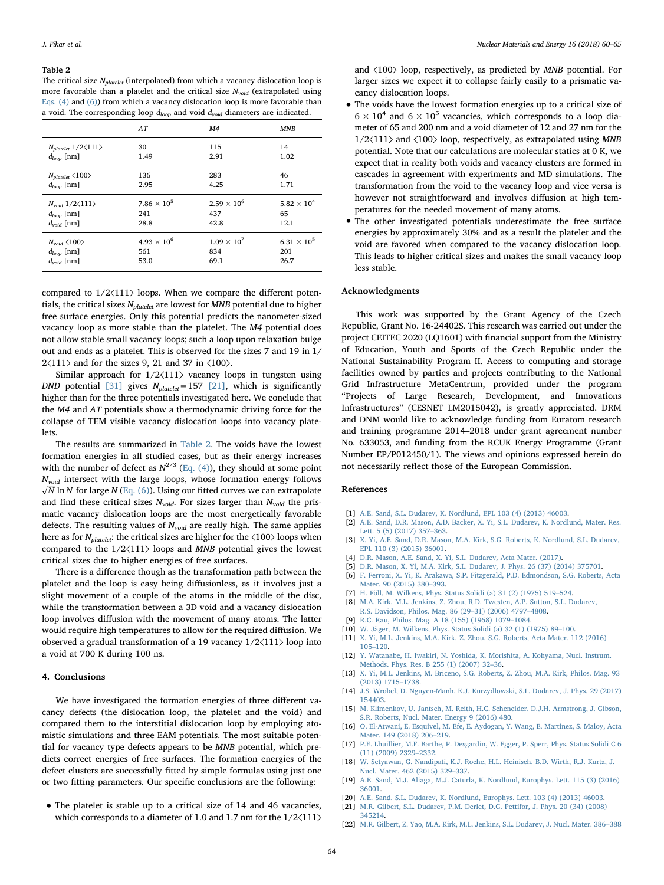**Table 2**

The critical size $N_{platelet}$ (interpolated) from which a vacancy dislocation loop is more favorable than a platelet and the critical size $N_{void}$ (extrapolated using Eqs. (4) and (6)) from which a vacancy dislocation loop is more favorable than a void. The corresponding loop $d_{loop}$ and void $d_{void}$ diameters are indicated.

| | *AT* | *M4* | *MNB* |
|---|---|---|---|
| $N_{platelet}$ 1/2⟨111⟩ | 30 | 115 | 14 |
| $d_{loop}$ [nm] | 1.49 | 2.91 | 1.02 |
| $N_{platelet}$ ⟨100⟩ | 136 | 283 | 46 |
| $d_{loop}$ [nm] | 2.95 | 4.25 | 1.71 |
| $N_{void}$ 1/2⟨111⟩ | $7.86 \times 10^5$ | $2.59 \times 10^6$ | $5.82 \times 10^4$ |
| $d_{loop}$ [nm] | 241 | 437 | 65 |
| $d_{void}$ [nm] | 28.8 | 42.8 | 12.1 |
| $N_{void}$ ⟨100⟩ | $4.93 \times 10^6$ | $1.09 \times 10^7$ | $6.31 \times 10^5$ |
| $d_{loop}$ [nm] | 561 | 834 | 201 |
| $d_{void}$ [nm] | 53.0 | 69.1 | 26.7 |

compared to 1/2⟨111⟩ loops. When we compare the different potentials, the critical sizes $N_{platelet}$ are lowest for *MNB* potential due to higher free surface energies. Only this potential predicts the nanometer-sized vacancy loop as more stable than the platelet. The *M4* potential does not allow stable small vacancy loops; such a loop upon relaxation bulge out and ends as a platelet. This is observed for the sizes 7 and 19 in 1/2⟨111⟩ and for the sizes 9, 21 and 37 in ⟨100⟩.

Similar approach for 1/2⟨111⟩ vacancy loops in tungsten using *DND* potential [31] gives $N_{platelet} = 157$ [21], which is significantly higher than for the three potentials investigated here. We conclude that the *M4* and *AT* potentials show a thermodynamic driving force for the collapse of TEM visible vacancy dislocation loops into vacancy platelets.

The results are summarized in Table 2. The voids have the lowest formation energies in all studied cases, but as their energy increases with the number of defect as $N^{2/3}$ (Eq. (4)), they should at some point $N_{void}$ intersect with the large loops, whose formation energy follows $\sqrt{N}\ln N$ for large $N$ (Eq. (6)). Using our fitted curves we can extrapolate and find these critical sizes $N_{void}$. For sizes larger than $N_{void}$ the prismatic vacancy dislocation loops are the most energetically favorable defects. The resulting values of $N_{void}$ are really high. The same applies here as for $N_{platelet}$: the critical sizes are higher for the ⟨100⟩ loops when compared to the 1/2⟨111⟩ loops and *MNB* potential gives the lowest critical sizes due to higher energies of free surfaces.

There is a difference though as the transformation path between the platelet and the loop is easy being diffusionless, as it involves just a slight movement of a couple of the atoms in the middle of the disc, while the transformation between a 3D void and a vacancy dislocation loop involves diffusion with the movement of many atoms. The latter would require high temperatures to allow for the required diffusion. We observed a gradual transformation of a 19 vacancy 1/2⟨111⟩ loop into a void at 700 K during 100 ns.

## 4. Conclusions

We have investigated the formation energies of three different vacancy defects (the dislocation loop, the platelet and the void) and compared them to the interstitial dislocation loop by employing atomistic simulations and three EAM potentials. The most suitable potential for vacancy type defects appears to be *MNB* potential, which predicts correct energies of free surfaces. The formation energies of the defect clusters are successfully fitted by simple formulas using just one or two fitting parameters. Our specific conclusions are the following:

- The platelet is stable up to a critical size of 14 and 46 vacancies, which corresponds to a diameter of 1.0 and 1.7 nm for the 1/2⟨111⟩ and ⟨100⟩ loop, respectively, as predicted by *MNB* potential. For larger sizes we expect it to collapse fairly easily to a prismatic vacancy dislocation loops.
- The voids have the lowest formation energies up to a critical size of $6 \times 10^4$ and $6 \times 10^5$ vacancies, which corresponds to a loop diameter of 65 and 200 nm and a void diameter of 12 and 27 nm for the 1/2⟨111⟩ and ⟨100⟩ loop, respectively, as extrapolated using *MNB* potential. Note that our calculations are molecular statics at 0 K, we expect that in reality both voids and vacancy clusters are formed in cascades in agreement with experiments and MD simulations. The transformation from the void to the vacancy loop and vice versa is however not straightforward and involves diffusion at high temperatures for the needed movement of many atoms.
- The other investigated potentials underestimate the free surface energies by approximately 30% and as a result the platelet and the void are favored when compared to the vacancy dislocation loop. This leads to higher critical sizes and makes the small vacancy loop less stable.

## Acknowledgments

This work was supported by the Grant Agency of the Czech Republic, Grant No. 16-24402S. This research was carried out under the project CEITEC 2020 (LQ1601) with financial support from the Ministry of Education, Youth and Sports of the Czech Republic under the National Sustainability Program II. Access to computing and storage facilities owned by parties and projects contributing to the National Grid Infrastructure MetaCentrum, provided under the program "Projects of Large Research, Development, and Innovations Infrastructures" (CESNET LM2015042), is greatly appreciated. DRM and DNM would like to acknowledge funding from Euratom research and training programme 2014–2018 under grant agreement number No. 633053, and funding from the RCUK Energy Programme (Grant Number EP/P012450/1). The views and opinions expressed herein do not necessarily reflect those of the European Commission.

## References

[1] A.E. Sand, S.L. Dudarev, K. Nordlund, EPL 103 (4) (2013) 46003.
[2] A.E. Sand, D.R. Mason, A.D. Backer, X. Yi, S.L. Dudarev, K. Nordlund, Mater. Res. Lett. 5 (5) (2017) 357–363.
[3] X. Yi, A.E. Sand, D.R. Mason, M.A. Kirk, S.G. Roberts, K. Nordlund, S.L. Dudarev, EPL 110 (3) (2015) 36001.
[4] D.R. Mason, A.E. Sand, X. Yi, S.L. Dudarev, Acta Mater. (2017).
[5] D.R. Mason, X. Yi, M.A. Kirk, S.L. Dudarev, J. Phys. 26 (37) (2014) 375701.
[6] F. Ferroni, X. Yi, K. Arakawa, S.P. Fitzgerald, P.D. Edmondson, S.G. Roberts, Acta Mater. 90 (2015) 380–393.
[7] H. Föll, M. Wilkens, Phys. Status Solidi (a) 31 (2) (1975) 519–524.
[8] M.A. Kirk, M.L. Jenkins, Z. Zhou, R.D. Twesten, A.P. Sutton, S.L. Dudarev, R.S. Davidson, Philos. Mag. 86 (29–31) (2006) 4797–4808.
[9] R.C. Rau, Philos. Mag. A 18 (155) (1968) 1079–1084.
[10] W. Jäger, M. Wilkens, Phys. Status Solidi (a) 32 (1) (1975) 89–100.
[11] X. Yi, M.L. Jenkins, M.A. Kirk, Z. Zhou, S.G. Roberts, Acta Mater. 112 (2016) 105–120.
[12] Y. Watanabe, H. Iwakiri, N. Yoshida, K. Morishita, A. Kohyama, Nucl. Instrum. Methods. Phys. Res. B 255 (1) (2007) 32–36.
[13] X. Yi, M.L. Jenkins, M. Briceno, S.G. Roberts, Z. Zhou, M.A. Kirk, Philos. Mag. 93 (2013) 1715–1738.
[14] J.S. Wrobel, D. Nguyen-Manh, K.J. Kurzydlowski, S.L. Dudarev, J. Phys. 29 (2017) 154403.
[15] M. Klimenkov, U. Jantsch, M. Reith, H.C. Scheneider, D.J.H. Armstrong, J. Gibson, S.R. Roberts, Nucl. Mater. Energy 9 (2016) 480.
[16] O. El-Atwani, E. Esquivel, M. Efe, E. Aydogan, Y. Wang, E. Martinez, S. Maloy, Acta Mater. 149 (2018) 206–219.
[17] P.E. Lhuillier, M.F. Barthe, P. Desgardin, W. Egger, P. Sperr, Phys. Status Solidi C 6 (11) (2009) 2329–2332.
[18] W. Setyawan, G. Nandipati, K.J. Roche, H.L. Heinisch, B.D. Wirth, R.J. Kurtz, J. Nucl. Mater. 462 (2015) 329–337.
[19] A.E. Sand, M.J. Aliaga, M.J. Caturla, K. Nordlund, Europhys. Lett. 115 (3) (2016) 36001.
[20] A.E. Sand, S.L. Dudarev, K. Nordlund, Europhys. Lett. 103 (4) (2013) 46003.
[21] M.R. Gilbert, S.L. Dudarev, P.M. Derlet, D.G. Pettifor, J. Phys. 20 (34) (2008) 345214.
[22] M.R. Gilbert, Z. Yao, M.A. Kirk, M.L. Jenkins, S.L. Dudarev, J. Nucl. Mater. 386–388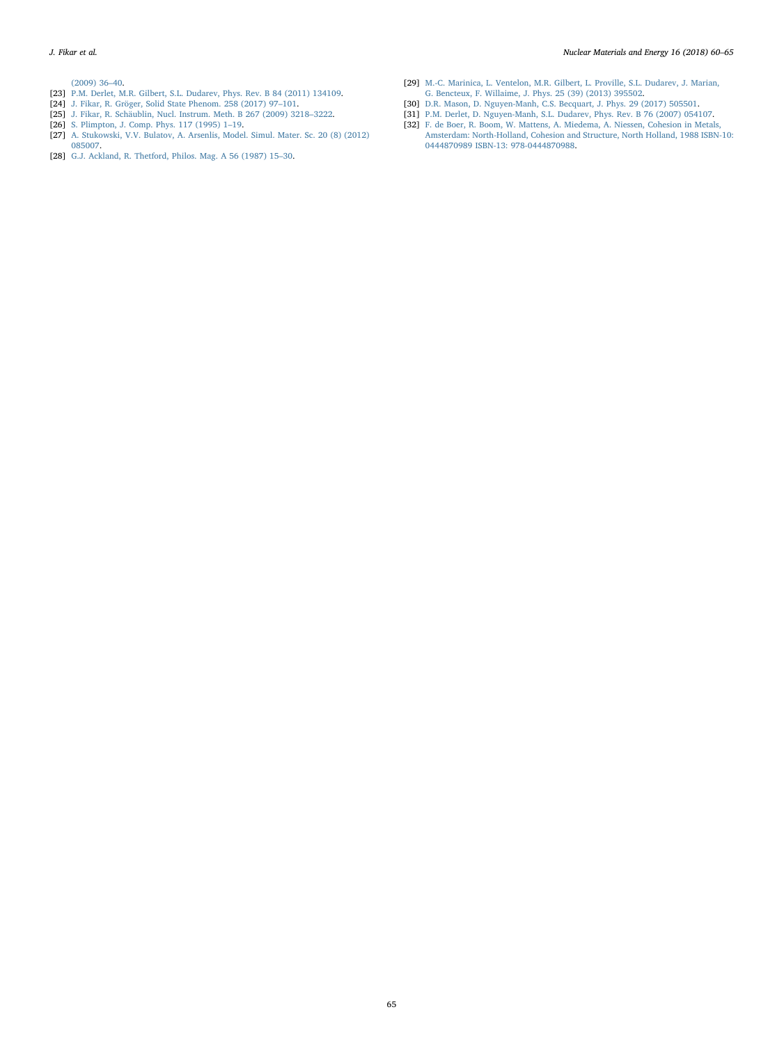(2009) 36–40.

[23] P.M. Derlet, M.R. Gilbert, S.L. Dudarev, Phys. Rev. B 84 (2011) 134109.

[24] J. Fikar, R. Gröger, Solid State Phenom. 258 (2017) 97–101.

[25] J. Fikar, R. Schäublin, Nucl. Instrum. Meth. B 267 (2009) 3218–3222.

[26] S. Plimpton, J. Comp. Phys. 117 (1995) 1–19.

[27] A. Stukowski, V.V. Bulatov, A. Arsenlis, Model. Simul. Mater. Sc. 20 (8) (2012) 085007.

[28] G.J. Ackland, R. Thetford, Philos. Mag. A 56 (1987) 15–30.

[29] M.-C. Marinica, L. Ventelon, M.R. Gilbert, L. Proville, S.L. Dudarev, J. Marian, G. Bencteux, F. Willaime, J. Phys. 25 (39) (2013) 395502.

[30] D.R. Mason, D. Nguyen-Manh, C.S. Becquart, J. Phys. 29 (2017) 505501.

[31] P.M. Derlet, D. Nguyen-Manh, S.L. Dudarev, Phys. Rev. B 76 (2007) 054107.

[32] F. de Boer, R. Boom, W. Mattens, A. Miedema, A. Niessen, Cohesion in Metals, Amsterdam: North-Holland, Cohesion and Structure, North Holland, 1988 ISBN-10: 0444870989 ISBN-13: 978-0444870988.